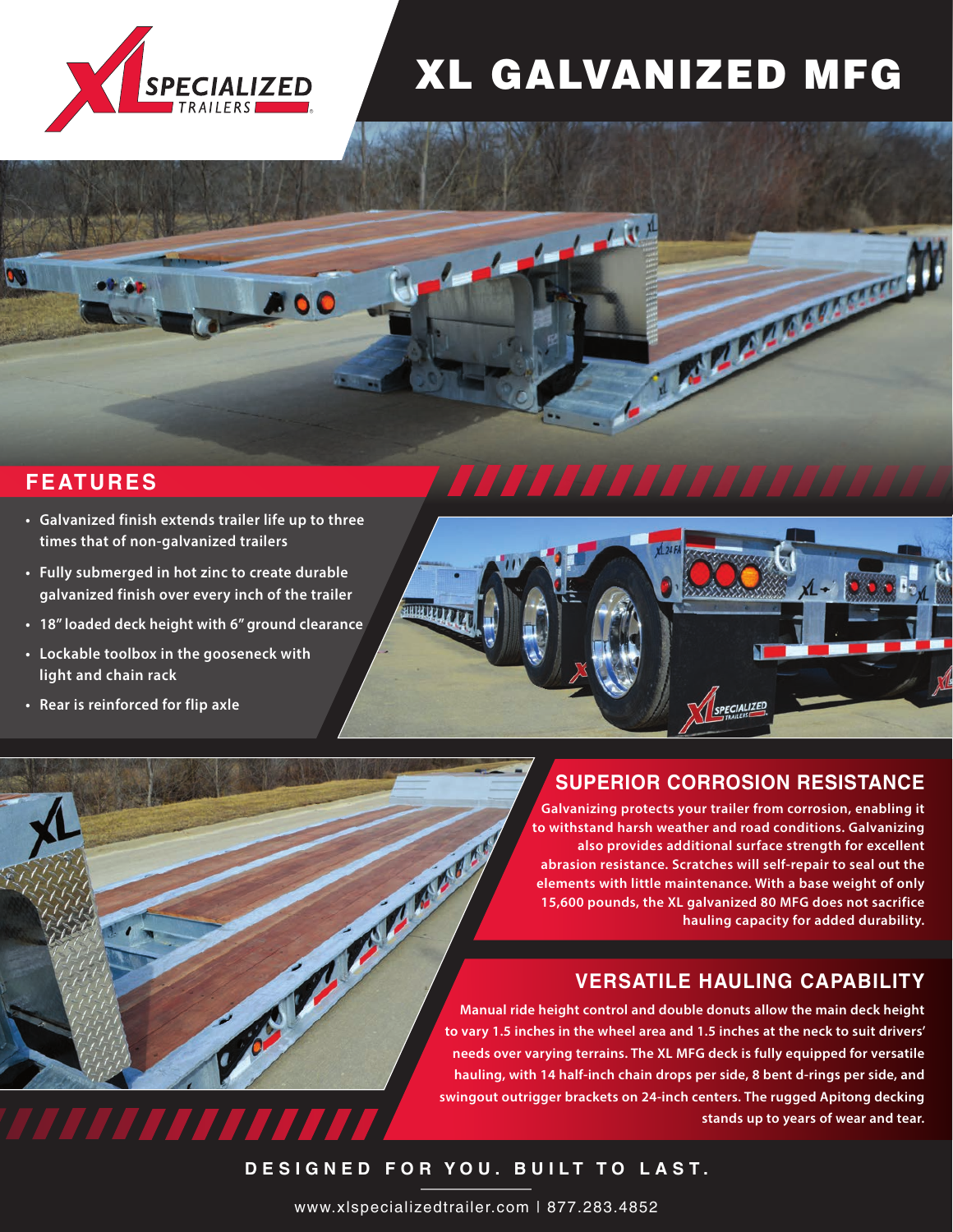XL SPECIALIZED TRAILERS

# XL GALVANIZED MFG

## FEATURES

- Galvanized finish extends trailer life up to three times that of non-galvanized trailers
- Fully submerged in hot zinc to create durable galvanized finish over every inch of the trailer
- 18" loaded deck height with 6" ground clearance
- Lockable toolbox in the gooseneck with light and chain rack
- Rear is reinforced for flip axle

## SUPERIOR CORROSION RESISTANCE

Galvanizing protects your trailer from corrosion, enabling it to withstand harsh weather and road conditions. Galvanizing also provides additional surface strength for excellent abrasion resistance. Scratches will self-repair to seal out the elements with little maintenance. With a base weight of only 15,600 pounds, the XL galvanized 80 MFG does not sacrifice hauling capacity for added durability.

## VERSATILE HAULING CAPABILITY

Manual ride height control and double donuts allow the main deck height to vary 1.5 inches in the wheel area and 1.5 inches at the neck to suit drivers' needs over varying terrains. The XL MFG deck is fully equipped for versatile hauling, with 14 half-inch chain drops per side, 8 bent d-rings per side, and swingout outrigger brackets on 24-inch centers. The rugged Apitong decking stands up to years of wear and tear.

DESIGNED FOR YOU. BUILT TO LAST.

www.xlspecializedtrailer.com | 877.283.4852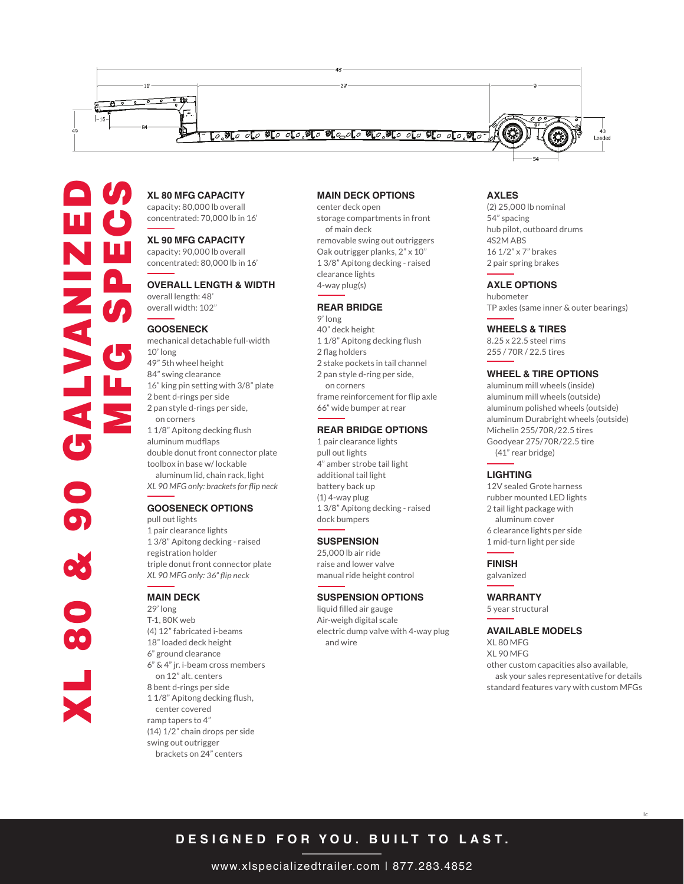48'

10'

29'

9'

16

84

49

40
Loaded

54

# XL 80 & 90 GALVANIZED MFG SPECS

### XL 80 MFG CAPACITY
capacity: 80,000 lb overall
concentrated: 70,000 lb in 16'

### XL 90 MFG CAPACITY
capacity: 90,000 lb overall
concentrated: 80,000 lb in 16'

### OVERALL LENGTH & WIDTH
overall length: 48'
overall width: 102"

### GOOSENECK
mechanical detachable full-width
10' long
49" 5th wheel height
84" swing clearance
16" king pin setting with 3/8" plate
2 bent d-rings per side
2 pan style d-rings per side, on corners
1 1/8" Apitong decking flush
aluminum mudflaps
double donut front connector plate
toolbox in base w/ lockable aluminum lid, chain rack, light
*XL 90 MFG only: brackets for flip neck*

### GOOSENECK OPTIONS
pull out lights
1 pair clearance lights
1 3/8" Apitong decking - raised
registration holder
triple donut front connector plate
*XL 90 MFG only: 36" flip neck*

### MAIN DECK
29' long
T-1, 80K web
(4) 12" fabricated i-beams
18" loaded deck height
6" ground clearance
6" & 4" jr. i-beam cross members on 12" alt. centers
8 bent d-rings per side
1 1/8" Apitong decking flush, center covered
ramp tapers to 4"
(14) 1/2" chain drops per side
swing out outrigger brackets on 24" centers

### MAIN DECK OPTIONS
center deck open
storage compartments in front of main deck
removable swing out outriggers
Oak outrigger planks, 2" x 10"
1 3/8" Apitong decking - raised
clearance lights
4-way plug(s)

### REAR BRIDGE
9' long
40" deck height
1 1/8" Apitong decking flush
2 flag holders
2 stake pockets in tail channel
2 pan style d-ring per side, on corners
frame reinforcement for flip axle
66" wide bumper at rear

### REAR BRIDGE OPTIONS
1 pair clearance lights
pull out lights
4" amber strobe tail light
additional tail light
battery back up
(1) 4-way plug
1 3/8" Apitong decking - raised
dock bumpers

### SUSPENSION
25,000 lb air ride
raise and lower valve
manual ride height control

### SUSPENSION OPTIONS
liquid filled air gauge
Air-weigh digital scale
electric dump valve with 4-way plug and wire

### AXLES
(2) 25,000 lb nominal
54" spacing
hub pilot, outboard drums
4S2M ABS
16 1/2" x 7" brakes
2 pair spring brakes

### AXLE OPTIONS
hubometer
TP axles (same inner & outer bearings)

### WHEELS & TIRES
8.25 x 22.5 steel rims
255 / 70R / 22.5 tires

### WHEEL & TIRE OPTIONS
aluminum mill wheels (inside)
aluminum mill wheels (outside)
aluminum polished wheels (outside)
aluminum Durabright wheels (outside)
Michelin 255/70R/22.5 tires
Goodyear 275/70R/22.5 tire (41" rear bridge)

### LIGHTING
12V sealed Grote harness
rubber mounted LED lights
2 tail light package with aluminum cover
6 clearance lights per side
1 mid-turn light per side

### FINISH
galvanized

### WARRANTY
5 year structural

### AVAILABLE MODELS
XL 80 MFG
XL 90 MFG
other custom capacities also available, ask your sales representative for details
standard features vary with custom MFGs

**DESIGNED FOR YOU. BUILT TO LAST.**

www.xlspecializedtrailer.com | 877.283.4852